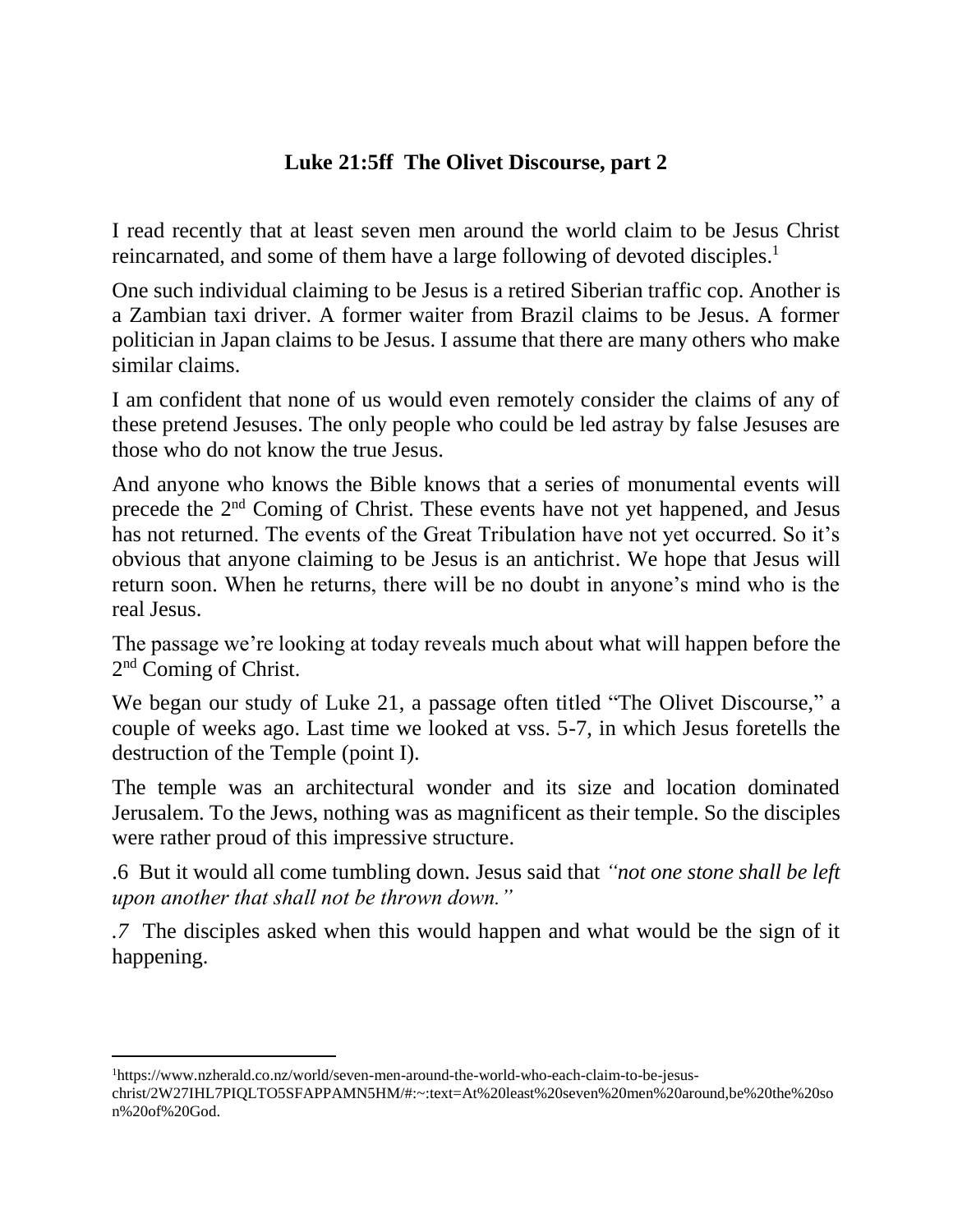## Luke 21:5ff The Olivet Discourse, part 2

I read recently that at least seven men around the world claim to be Jesus Christ reincarnated, and some of them have a large following of devoted disciples.[1]

One such individual claiming to be Jesus is a retired Siberian traffic cop. Another is a Zambian taxi driver. A former waiter from Brazil claims to be Jesus. A former politician in Japan claims to be Jesus. I assume that there are many others who make similar claims.

I am confident that none of us would even remotely consider the claims of any of these pretend Jesuses. The only people who could be led astray by false Jesuses are those who do not know the true Jesus.

And anyone who knows the Bible knows that a series of monumental events will precede the 2nd Coming of Christ. These events have not yet happened, and Jesus has not returned. The events of the Great Tribulation have not yet occurred. So it's obvious that anyone claiming to be Jesus is an antichrist. We hope that Jesus will return soon. When he returns, there will be no doubt in anyone's mind who is the real Jesus.

The passage we're looking at today reveals much about what will happen before the 2nd Coming of Christ.

We began our study of Luke 21, a passage often titled "The Olivet Discourse," a couple of weeks ago. Last time we looked at vss. 5-7, in which Jesus foretells the destruction of the Temple (point I).

The temple was an architectural wonder and its size and location dominated Jerusalem. To the Jews, nothing was as magnificent as their temple. So the disciples were rather proud of this impressive structure.

.6 But it would all come tumbling down. Jesus said that *"not one stone shall be left upon another that shall not be thrown down."*

*.7* The disciples asked when this would happen and what would be the sign of it happening.

---

[1]https://www.nzherald.co.nz/world/seven-men-around-the-world-who-each-claim-to-be-jesus-christ/2W27IHL7PIQLTO5SFAPPAMN5HM/#:~:text=At%20least%20seven%20men%20around,be%20the%20son%20of%20God.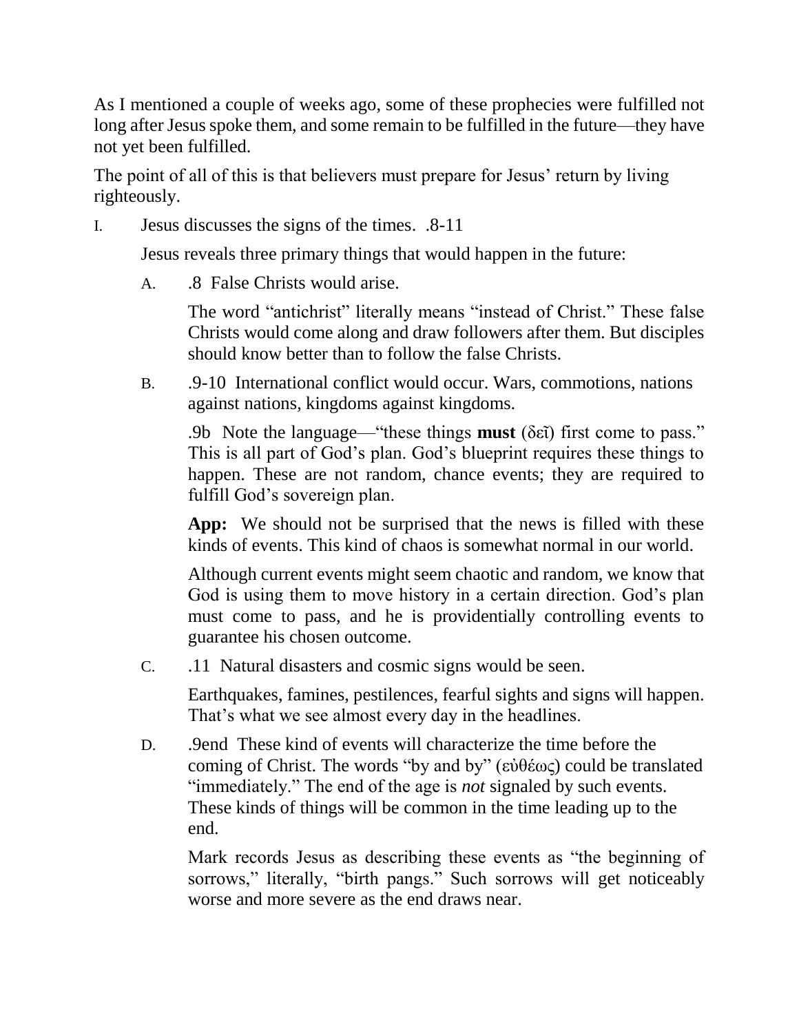As I mentioned a couple of weeks ago, some of these prophecies were fulfilled not long after Jesus spoke them, and some remain to be fulfilled in the future—they have not yet been fulfilled.

The point of all of this is that believers must prepare for Jesus' return by living righteously.

I. Jesus discusses the signs of the times. .8-11

   Jesus reveals three primary things that would happen in the future:

   A. .8 False Christs would arise.

      The word "antichrist" literally means "instead of Christ." These false Christs would come along and draw followers after them. But disciples should know better than to follow the false Christs.

   B. .9-10 International conflict would occur. Wars, commotions, nations against nations, kingdoms against kingdoms.

      .9b Note the language—"these things **must** (δεῖ) first come to pass." This is all part of God's plan. God's blueprint requires these things to happen. These are not random, chance events; they are required to fulfill God's sovereign plan.

      **App:** We should not be surprised that the news is filled with these kinds of events. This kind of chaos is somewhat normal in our world.

      Although current events might seem chaotic and random, we know that God is using them to move history in a certain direction. God's plan must come to pass, and he is providentially controlling events to guarantee his chosen outcome.

   C. .11 Natural disasters and cosmic signs would be seen.

      Earthquakes, famines, pestilences, fearful sights and signs will happen. That's what we see almost every day in the headlines.

   D. .9end These kind of events will characterize the time before the coming of Christ. The words "by and by" (εὐθέως) could be translated "immediately." The end of the age is *not* signaled by such events. These kinds of things will be common in the time leading up to the end.

      Mark records Jesus as describing these events as "the beginning of sorrows," literally, "birth pangs." Such sorrows will get noticeably worse and more severe as the end draws near.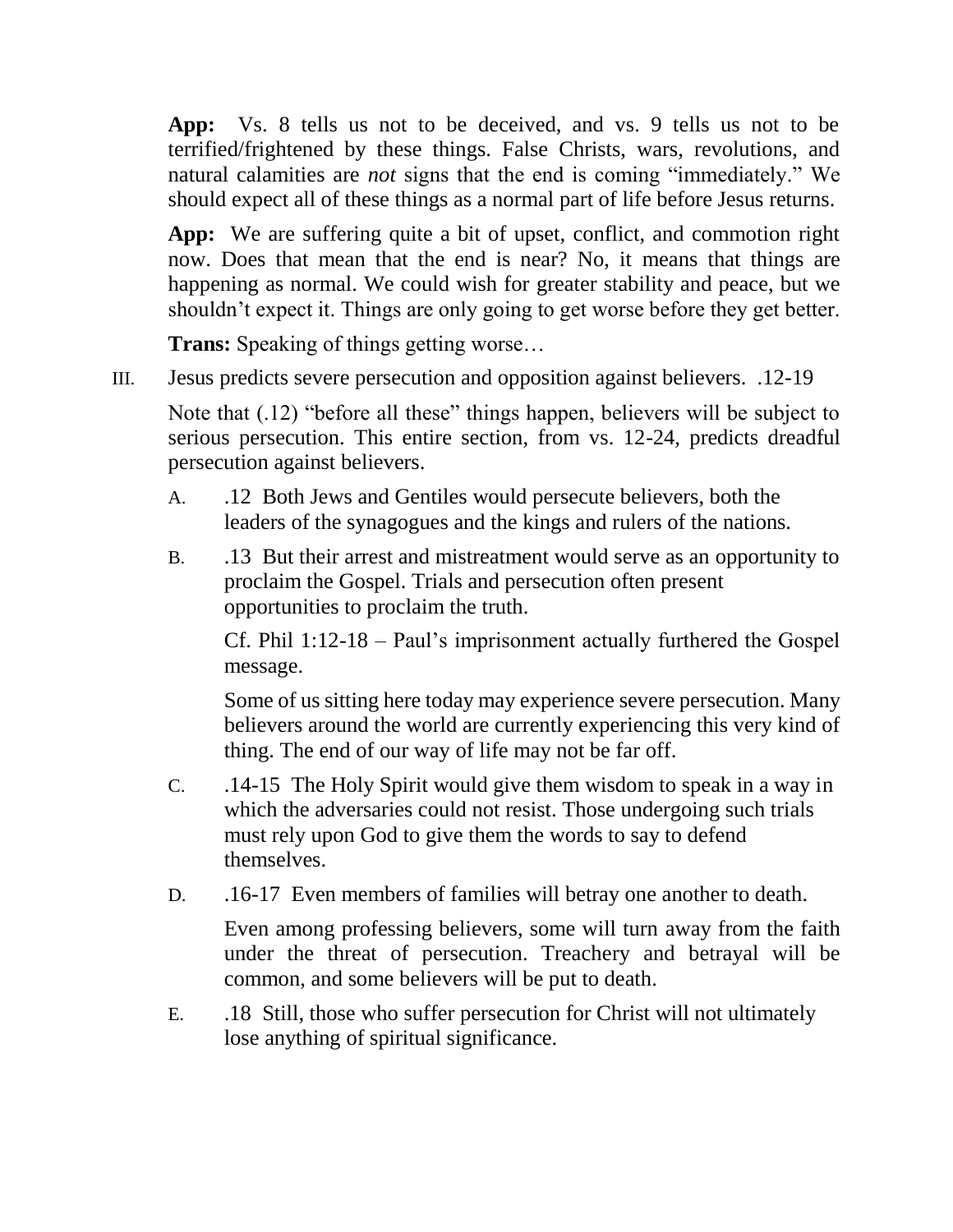**App:** Vs. 8 tells us not to be deceived, and vs. 9 tells us not to be terrified/frightened by these things. False Christs, wars, revolutions, and natural calamities are *not* signs that the end is coming "immediately." We should expect all of these things as a normal part of life before Jesus returns.

**App:** We are suffering quite a bit of upset, conflict, and commotion right now. Does that mean that the end is near? No, it means that things are happening as normal. We could wish for greater stability and peace, but we shouldn't expect it. Things are only going to get worse before they get better.

**Trans:** Speaking of things getting worse…

III. Jesus predicts severe persecution and opposition against believers. .12-19

Note that (.12) "before all these" things happen, believers will be subject to serious persecution. This entire section, from vs. 12-24, predicts dreadful persecution against believers.

A. .12 Both Jews and Gentiles would persecute believers, both the leaders of the synagogues and the kings and rulers of the nations.

B. .13 But their arrest and mistreatment would serve as an opportunity to proclaim the Gospel. Trials and persecution often present opportunities to proclaim the truth.

Cf. Phil 1:12-18 – Paul's imprisonment actually furthered the Gospel message.

Some of us sitting here today may experience severe persecution. Many believers around the world are currently experiencing this very kind of thing. The end of our way of life may not be far off.

C. .14-15 The Holy Spirit would give them wisdom to speak in a way in which the adversaries could not resist. Those undergoing such trials must rely upon God to give them the words to say to defend themselves.

D. .16-17 Even members of families will betray one another to death.

Even among professing believers, some will turn away from the faith under the threat of persecution. Treachery and betrayal will be common, and some believers will be put to death.

E. .18 Still, those who suffer persecution for Christ will not ultimately lose anything of spiritual significance.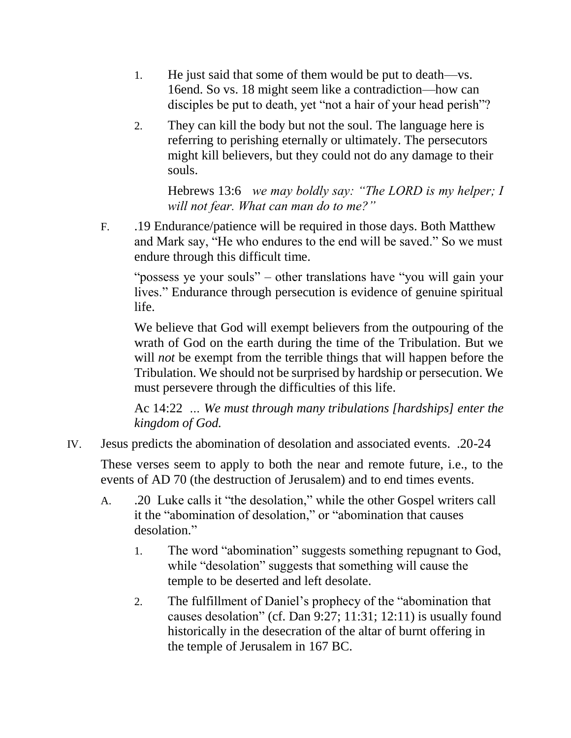1. He just said that some of them would be put to death—vs. 16end. So vs. 18 might seem like a contradiction—how can disciples be put to death, yet "not a hair of your head perish"?

2. They can kill the body but not the soul. The language here is referring to perishing eternally or ultimately. The persecutors might kill believers, but they could not do any damage to their souls.

   Hebrews 13:6 *we may boldly say: "The LORD is my helper; I will not fear. What can man do to me?"*

F. .19 Endurance/patience will be required in those days. Both Matthew and Mark say, "He who endures to the end will be saved." So we must endure through this difficult time.

   "possess ye your souls" – other translations have "you will gain your lives." Endurance through persecution is evidence of genuine spiritual life.

   We believe that God will exempt believers from the outpouring of the wrath of God on the earth during the time of the Tribulation. But we will *not* be exempt from the terrible things that will happen before the Tribulation. We should not be surprised by hardship or persecution. We must persevere through the difficulties of this life.

   Ac 14:22 *... We must through many tribulations [hardships] enter the kingdom of God.*

IV. Jesus predicts the abomination of desolation and associated events. .20-24

   These verses seem to apply to both the near and remote future, i.e., to the events of AD 70 (the destruction of Jerusalem) and to end times events.

   A. .20 Luke calls it "the desolation," while the other Gospel writers call it the "abomination of desolation," or "abomination that causes desolation."

      1. The word "abomination" suggests something repugnant to God, while "desolation" suggests that something will cause the temple to be deserted and left desolate.

      2. The fulfillment of Daniel's prophecy of the "abomination that causes desolation" (cf. Dan 9:27; 11:31; 12:11) is usually found historically in the desecration of the altar of burnt offering in the temple of Jerusalem in 167 BC.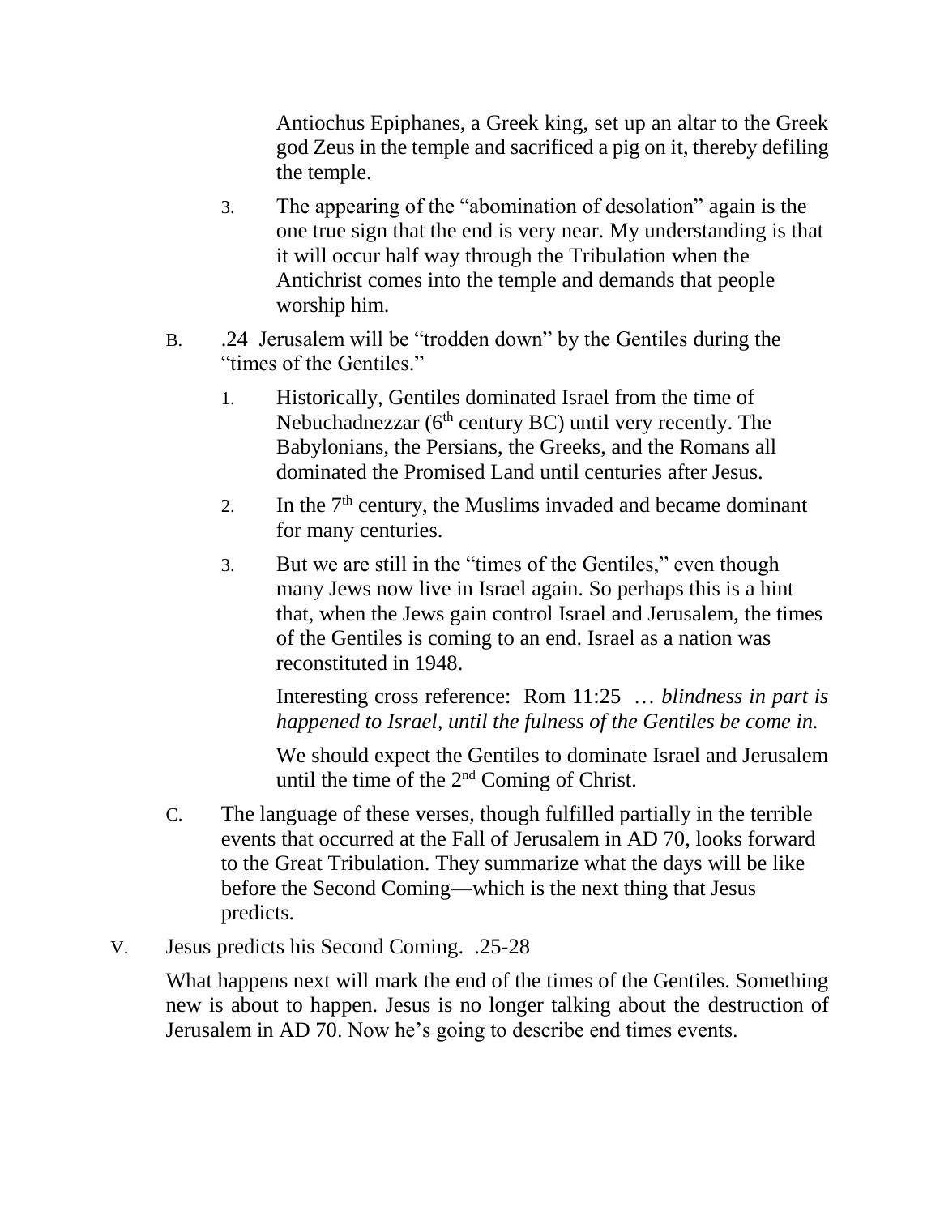Antiochus Epiphanes, a Greek king, set up an altar to the Greek god Zeus in the temple and sacrificed a pig on it, thereby defiling the temple.

3. The appearing of the "abomination of desolation" again is the one true sign that the end is very near. My understanding is that it will occur half way through the Tribulation when the Antichrist comes into the temple and demands that people worship him.

B. .24 Jerusalem will be "trodden down" by the Gentiles during the "times of the Gentiles."

1. Historically, Gentiles dominated Israel from the time of Nebuchadnezzar (6th century BC) until very recently. The Babylonians, the Persians, the Greeks, and the Romans all dominated the Promised Land until centuries after Jesus.

2. In the 7th century, the Muslims invaded and became dominant for many centuries.

3. But we are still in the "times of the Gentiles," even though many Jews now live in Israel again. So perhaps this is a hint that, when the Jews gain control Israel and Jerusalem, the times of the Gentiles is coming to an end. Israel as a nation was reconstituted in 1948.

   Interesting cross reference: Rom 11:25 … *blindness in part is happened to Israel, until the fulness of the Gentiles be come in.*

   We should expect the Gentiles to dominate Israel and Jerusalem until the time of the 2nd Coming of Christ.

C. The language of these verses, though fulfilled partially in the terrible events that occurred at the Fall of Jerusalem in AD 70, looks forward to the Great Tribulation. They summarize what the days will be like before the Second Coming—which is the next thing that Jesus predicts.

V. Jesus predicts his Second Coming. .25-28

What happens next will mark the end of the times of the Gentiles. Something new is about to happen. Jesus is no longer talking about the destruction of Jerusalem in AD 70. Now he's going to describe end times events.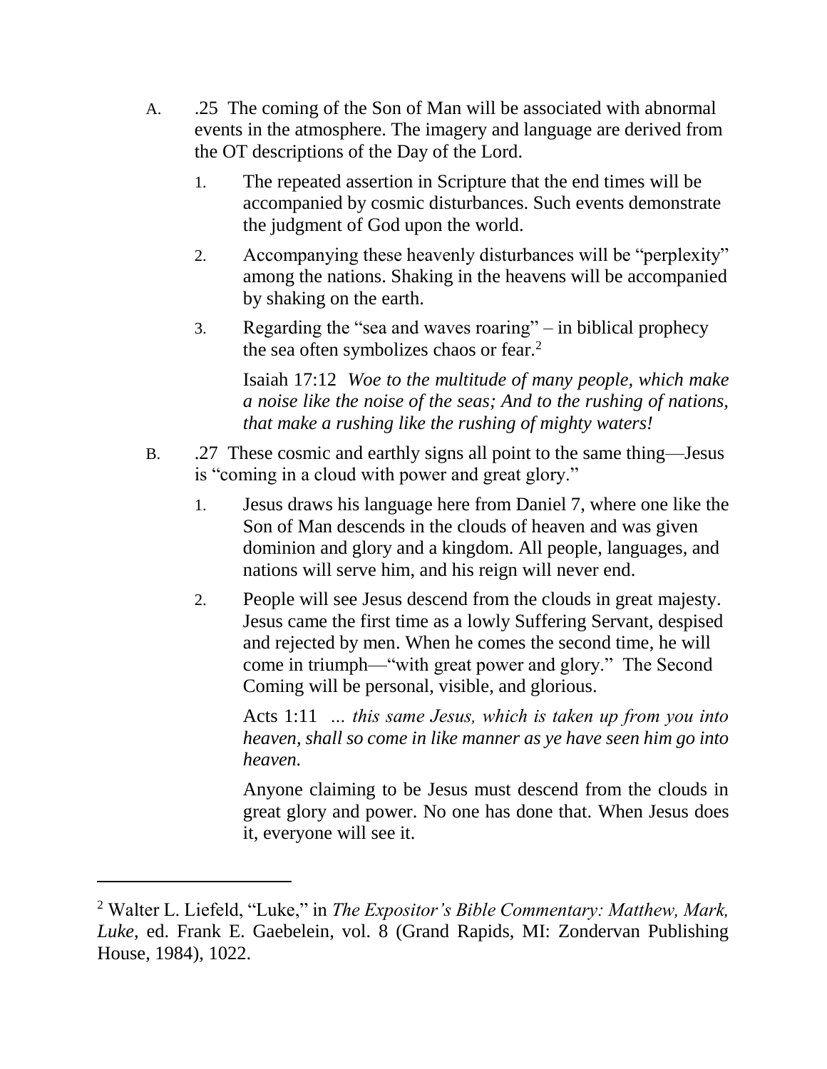A. .25 The coming of the Son of Man will be associated with abnormal events in the atmosphere. The imagery and language are derived from the OT descriptions of the Day of the Lord.

   1. The repeated assertion in Scripture that the end times will be accompanied by cosmic disturbances. Such events demonstrate the judgment of God upon the world.

   2. Accompanying these heavenly disturbances will be "perplexity" among the nations. Shaking in the heavens will be accompanied by shaking on the earth.

   3. Regarding the "sea and waves roaring" – in biblical prophecy the sea often symbolizes chaos or fear.[2]

      Isaiah 17:12 *Woe to the multitude of many people, which make a noise like the noise of the seas; And to the rushing of nations, that make a rushing like the rushing of mighty waters!*

B. .27 These cosmic and earthly signs all point to the same thing—Jesus is "coming in a cloud with power and great glory."

   1. Jesus draws his language here from Daniel 7, where one like the Son of Man descends in the clouds of heaven and was given dominion and glory and a kingdom. All people, languages, and nations will serve him, and his reign will never end.

   2. People will see Jesus descend from the clouds in great majesty. Jesus came the first time as a lowly Suffering Servant, despised and rejected by men. When he comes the second time, he will come in triumph—"with great power and glory." The Second Coming will be personal, visible, and glorious.

      Acts 1:11 *... this same Jesus, which is taken up from you into heaven, shall so come in like manner as ye have seen him go into heaven.*

      Anyone claiming to be Jesus must descend from the clouds in great glory and power. No one has done that. When Jesus does it, everyone will see it.

---

[2] Walter L. Liefeld, "Luke," in *The Expositor's Bible Commentary: Matthew, Mark, Luke*, ed. Frank E. Gaebelein, vol. 8 (Grand Rapids, MI: Zondervan Publishing House, 1984), 1022.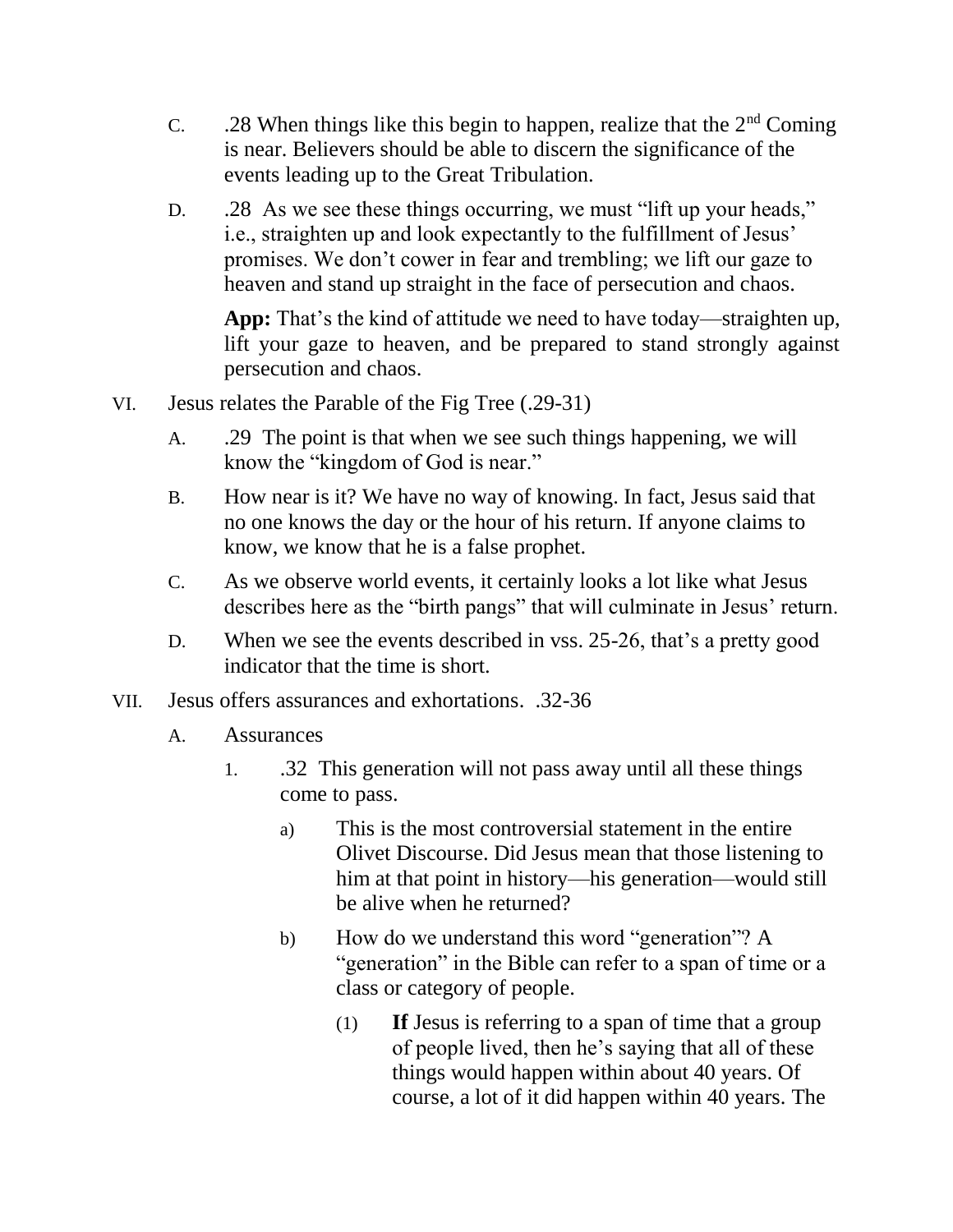C. .28 When things like this begin to happen, realize that the 2nd Coming is near. Believers should be able to discern the significance of the events leading up to the Great Tribulation.

D. .28 As we see these things occurring, we must “lift up your heads,” i.e., straighten up and look expectantly to the fulfillment of Jesus’ promises. We don’t cower in fear and trembling; we lift our gaze to heaven and stand up straight in the face of persecution and chaos.

**App:** That’s the kind of attitude we need to have today—straighten up, lift your gaze to heaven, and be prepared to stand strongly against persecution and chaos.

VI. Jesus relates the Parable of the Fig Tree (.29-31)

A. .29 The point is that when we see such things happening, we will know the “kingdom of God is near.”

B. How near is it? We have no way of knowing. In fact, Jesus said that no one knows the day or the hour of his return. If anyone claims to know, we know that he is a false prophet.

C. As we observe world events, it certainly looks a lot like what Jesus describes here as the “birth pangs” that will culminate in Jesus’ return.

D. When we see the events described in vss. 25-26, that’s a pretty good indicator that the time is short.

VII. Jesus offers assurances and exhortations. .32-36

A. Assurances

1. .32 This generation will not pass away until all these things come to pass.

a) This is the most controversial statement in the entire Olivet Discourse. Did Jesus mean that those listening to him at that point in history—his generation—would still be alive when he returned?

b) How do we understand this word “generation”? A “generation” in the Bible can refer to a span of time or a class or category of people.

(1) **If** Jesus is referring to a span of time that a group of people lived, then he’s saying that all of these things would happen within about 40 years. Of course, a lot of it did happen within 40 years. The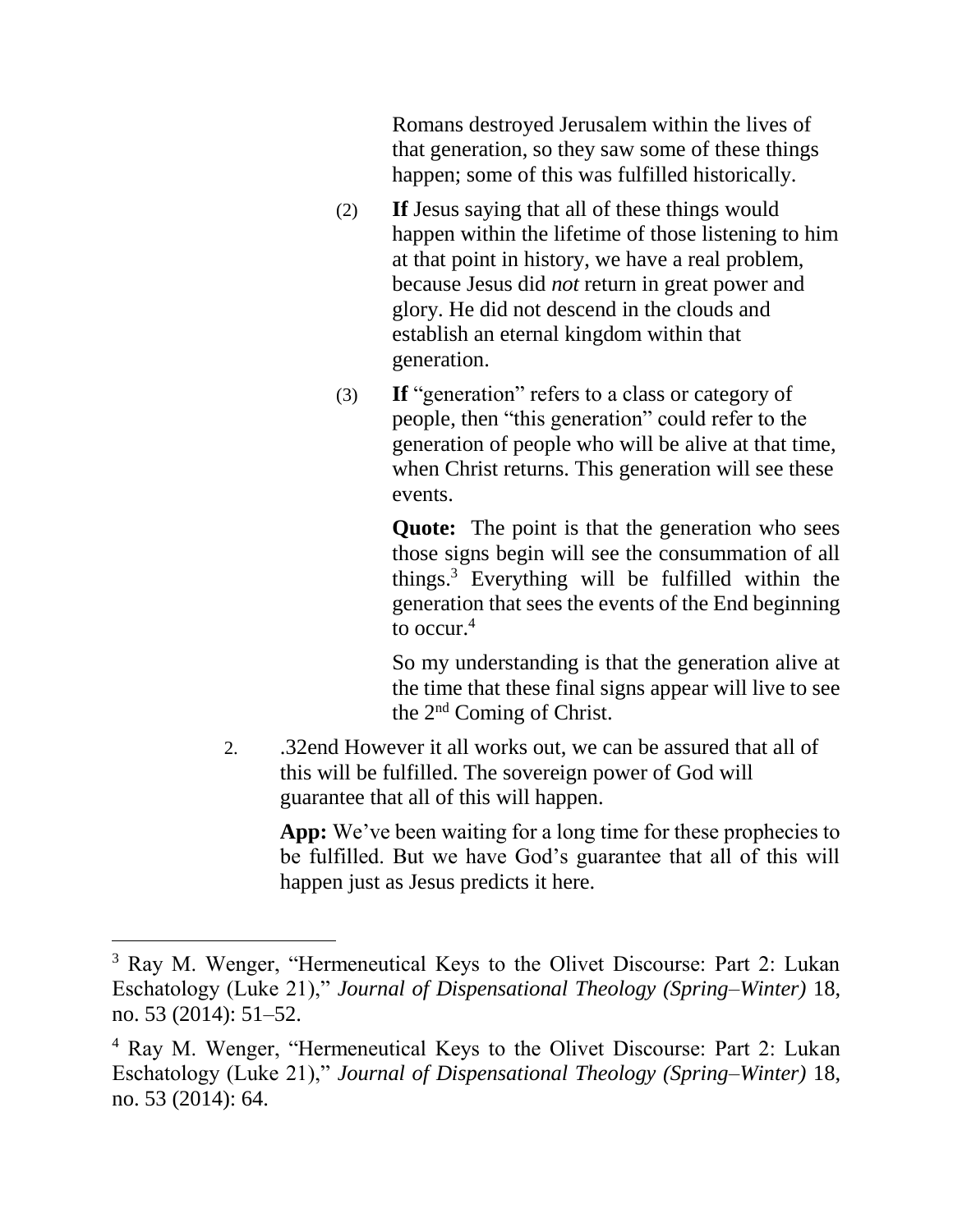Romans destroyed Jerusalem within the lives of that generation, so they saw some of these things happen; some of this was fulfilled historically.

(2) **If** Jesus saying that all of these things would happen within the lifetime of those listening to him at that point in history, we have a real problem, because Jesus did *not* return in great power and glory. He did not descend in the clouds and establish an eternal kingdom within that generation.

(3) **If** "generation" refers to a class or category of people, then "this generation" could refer to the generation of people who will be alive at that time, when Christ returns. This generation will see these events.

**Quote:** The point is that the generation who sees those signs begin will see the consummation of all things.[3] Everything will be fulfilled within the generation that sees the events of the End beginning to occur.[4]

So my understanding is that the generation alive at the time that these final signs appear will live to see the 2nd Coming of Christ.

2. .32end However it all works out, we can be assured that all of this will be fulfilled. The sovereign power of God will guarantee that all of this will happen.

**App:** We've been waiting for a long time for these prophecies to be fulfilled. But we have God's guarantee that all of this will happen just as Jesus predicts it here.

---

[3] Ray M. Wenger, "Hermeneutical Keys to the Olivet Discourse: Part 2: Lukan Eschatology (Luke 21)," *Journal of Dispensational Theology (Spring–Winter)* 18, no. 53 (2014): 51–52.

[4] Ray M. Wenger, "Hermeneutical Keys to the Olivet Discourse: Part 2: Lukan Eschatology (Luke 21)," *Journal of Dispensational Theology (Spring–Winter)* 18, no. 53 (2014): 64.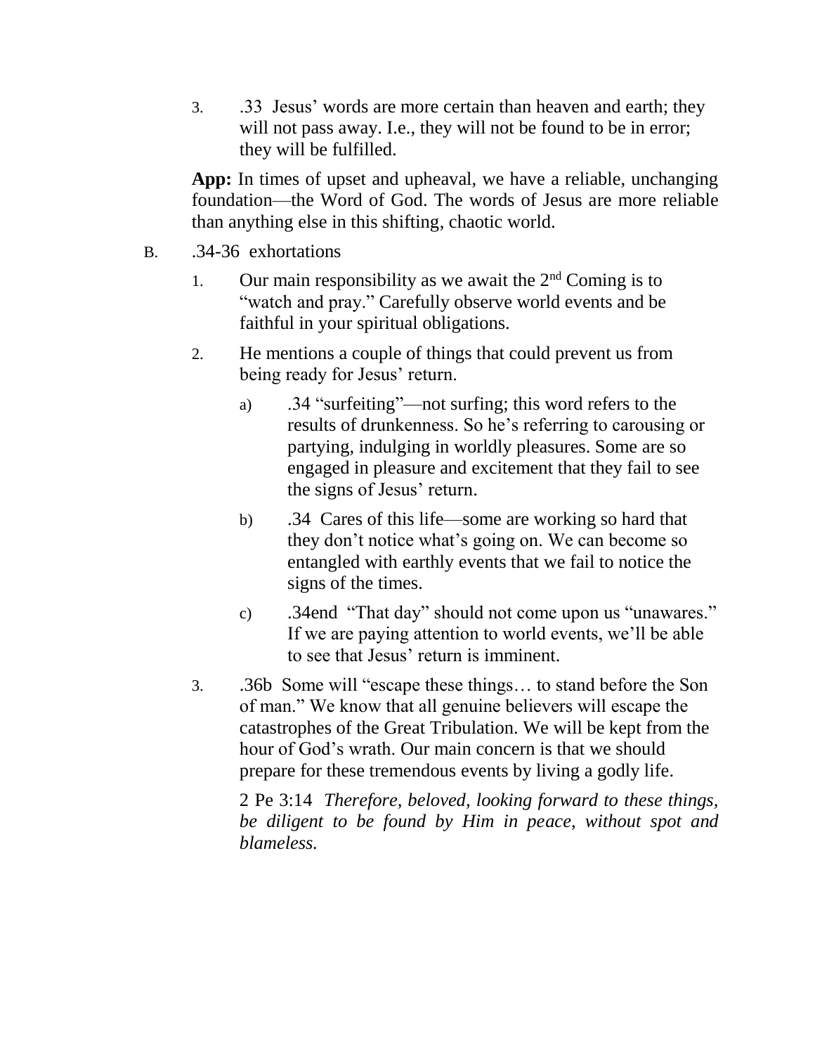3. .33 Jesus' words are more certain than heaven and earth; they will not pass away. I.e., they will not be found to be in error; they will be fulfilled.

**App:** In times of upset and upheaval, we have a reliable, unchanging foundation—the Word of God. The words of Jesus are more reliable than anything else in this shifting, chaotic world.

B. .34-36 exhortations

1. Our main responsibility as we await the 2nd Coming is to "watch and pray." Carefully observe world events and be faithful in your spiritual obligations.

2. He mentions a couple of things that could prevent us from being ready for Jesus' return.

    a) .34 "surfeiting"—not surfing; this word refers to the results of drunkenness. So he's referring to carousing or partying, indulging in worldly pleasures. Some are so engaged in pleasure and excitement that they fail to see the signs of Jesus' return.

    b) .34 Cares of this life—some are working so hard that they don't notice what's going on. We can become so entangled with earthly events that we fail to notice the signs of the times.

    c) .34end "That day" should not come upon us "unawares." If we are paying attention to world events, we'll be able to see that Jesus' return is imminent.

3. .36b Some will "escape these things… to stand before the Son of man." We know that all genuine believers will escape the catastrophes of the Great Tribulation. We will be kept from the hour of God's wrath. Our main concern is that we should prepare for these tremendous events by living a godly life.

   2 Pe 3:14 *Therefore, beloved, looking forward to these things, be diligent to be found by Him in peace, without spot and blameless.*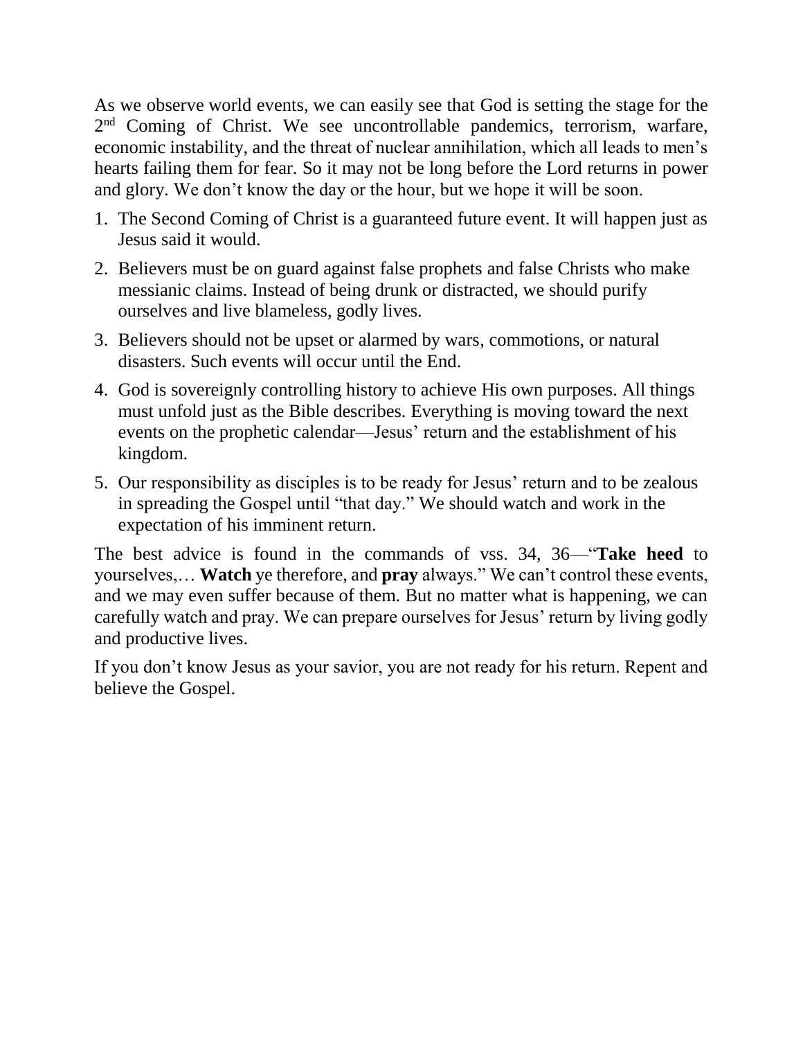As we observe world events, we can easily see that God is setting the stage for the 2nd Coming of Christ. We see uncontrollable pandemics, terrorism, warfare, economic instability, and the threat of nuclear annihilation, which all leads to men's hearts failing them for fear. So it may not be long before the Lord returns in power and glory. We don't know the day or the hour, but we hope it will be soon.

1. The Second Coming of Christ is a guaranteed future event. It will happen just as Jesus said it would.
2. Believers must be on guard against false prophets and false Christs who make messianic claims. Instead of being drunk or distracted, we should purify ourselves and live blameless, godly lives.
3. Believers should not be upset or alarmed by wars, commotions, or natural disasters. Such events will occur until the End.
4. God is sovereignly controlling history to achieve His own purposes. All things must unfold just as the Bible describes. Everything is moving toward the next events on the prophetic calendar—Jesus' return and the establishment of his kingdom.
5. Our responsibility as disciples is to be ready for Jesus' return and to be zealous in spreading the Gospel until "that day." We should watch and work in the expectation of his imminent return.

The best advice is found in the commands of vss. 34, 36—"**Take heed** to yourselves,… **Watch** ye therefore, and **pray** always." We can't control these events, and we may even suffer because of them. But no matter what is happening, we can carefully watch and pray. We can prepare ourselves for Jesus' return by living godly and productive lives.

If you don't know Jesus as your savior, you are not ready for his return. Repent and believe the Gospel.